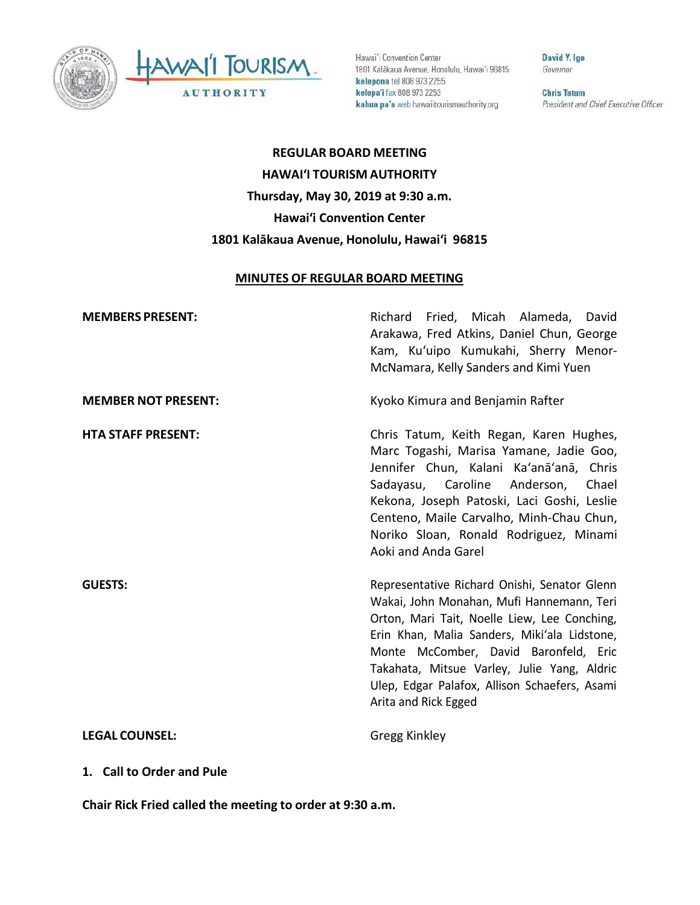Hawaiʻi Convention Center
1801 Kalākaua Avenue, Honolulu, Hawaiʻi 96815
**kelepona** tel 808 973 2255
**kelepaʻi** fax 808 973 2253
**kahua paʻa** web hawaiitourismauthority.org

**David Y. Ige**
*Governor*

**Chris Tatum**
*President and Chief Executive Officer*

# REGULAR BOARD MEETING
# HAWAIʻI TOURISM AUTHORITY
## Thursday, May 30, 2019 at 9:30 a.m.
## Hawaiʻi Convention Center
## 1801 Kalākaua Avenue, Honolulu, Hawaiʻi 96815

**MINUTES OF REGULAR BOARD MEETING**

| | |
|---|---|
| **MEMBERS PRESENT:** | Richard Fried, Micah Alameda, David Arakawa, Fred Atkins, Daniel Chun, George Kam, Kuʻuipo Kumukahi, Sherry Menor-McNamara, Kelly Sanders and Kimi Yuen |
| **MEMBER NOT PRESENT:** | Kyoko Kimura and Benjamin Rafter |
| **HTA STAFF PRESENT:** | Chris Tatum, Keith Regan, Karen Hughes, Marc Togashi, Marisa Yamane, Jadie Goo, Jennifer Chun, Kalani Kaʻanāʻanā, Chris Sadayasu, Caroline Anderson, Chael Kekona, Joseph Patoski, Laci Goshi, Leslie Centeno, Maile Carvalho, Minh-Chau Chun, Noriko Sloan, Ronald Rodriguez, Minami Aoki and Anda Garel |
| **GUESTS:** | Representative Richard Onishi, Senator Glenn Wakai, John Monahan, Mufi Hannemann, Teri Orton, Mari Tait, Noelle Liew, Lee Conching, Erin Khan, Malia Sanders, Mikiʻala Lidstone, Monte McComber, David Baronfeld, Eric Takahata, Mitsue Varley, Julie Yang, Aldric Ulep, Edgar Palafox, Allison Schaefers, Asami Arita and Rick Egged |
| **LEGAL COUNSEL:** | Gregg Kinkley |

**1. Call to Order and Pule**

**Chair Rick Fried called the meeting to order at 9:30 a.m.**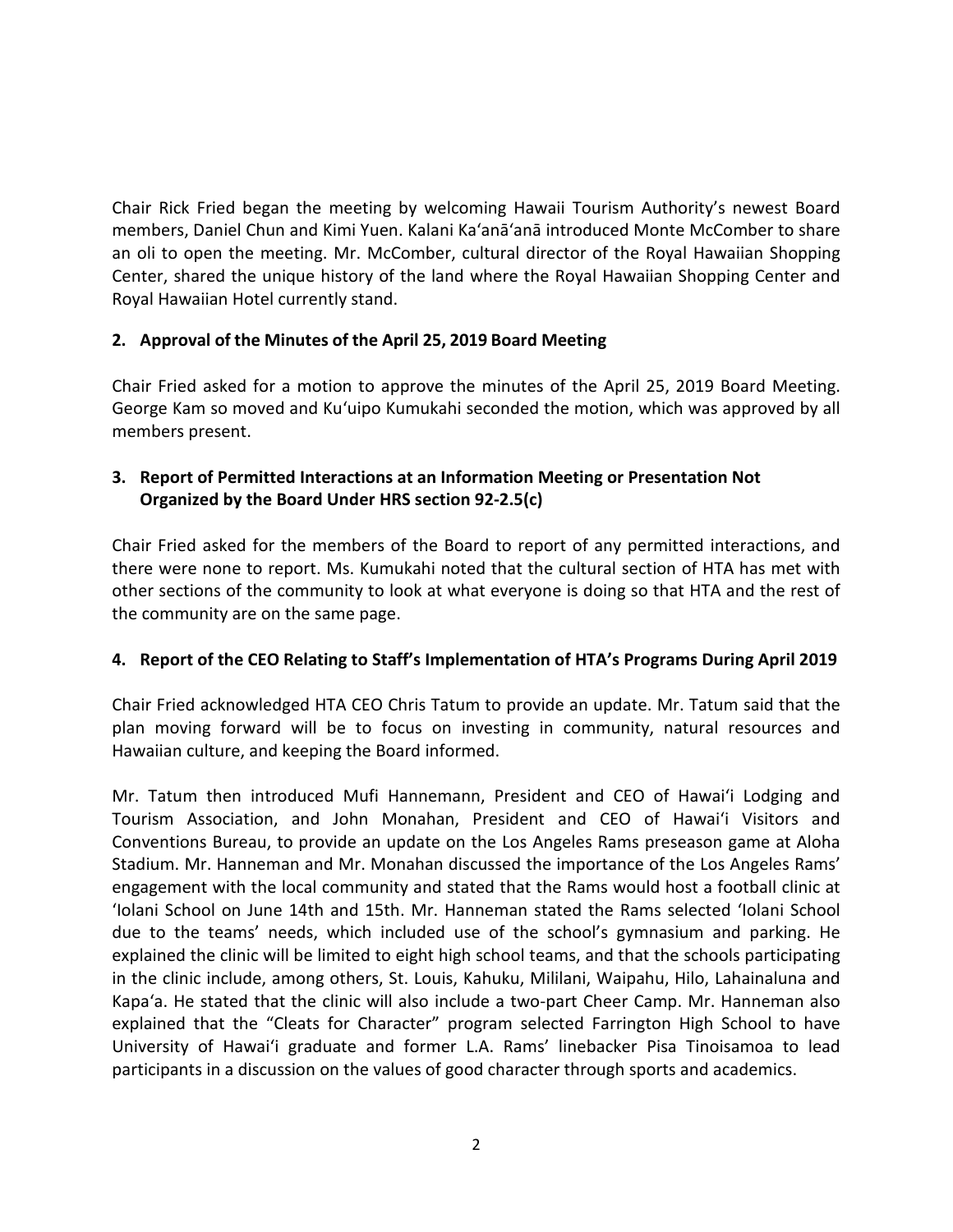Chair Rick Fried began the meeting by welcoming Hawaii Tourism Authority's newest Board members, Daniel Chun and Kimi Yuen. Kalani Ka'anā'anā introduced Monte McComber to share an oli to open the meeting. Mr. McComber, cultural director of the Royal Hawaiian Shopping Center, shared the unique history of the land where the Royal Hawaiian Shopping Center and Royal Hawaiian Hotel currently stand.

## 2. Approval of the Minutes of the April 25, 2019 Board Meeting

Chair Fried asked for a motion to approve the minutes of the April 25, 2019 Board Meeting. George Kam so moved and Ku'uipo Kumukahi seconded the motion, which was approved by all members present.

## 3. Report of Permitted Interactions at an Information Meeting or Presentation Not Organized by the Board Under HRS section 92-2.5(c)

Chair Fried asked for the members of the Board to report of any permitted interactions, and there were none to report. Ms. Kumukahi noted that the cultural section of HTA has met with other sections of the community to look at what everyone is doing so that HTA and the rest of the community are on the same page.

## 4. Report of the CEO Relating to Staff's Implementation of HTA's Programs During April 2019

Chair Fried acknowledged HTA CEO Chris Tatum to provide an update. Mr. Tatum said that the plan moving forward will be to focus on investing in community, natural resources and Hawaiian culture, and keeping the Board informed.

Mr. Tatum then introduced Mufi Hannemann, President and CEO of Hawai'i Lodging and Tourism Association, and John Monahan, President and CEO of Hawai'i Visitors and Conventions Bureau, to provide an update on the Los Angeles Rams preseason game at Aloha Stadium. Mr. Hanneman and Mr. Monahan discussed the importance of the Los Angeles Rams' engagement with the local community and stated that the Rams would host a football clinic at 'Iolani School on June 14th and 15th. Mr. Hanneman stated the Rams selected 'Iolani School due to the teams' needs, which included use of the school's gymnasium and parking. He explained the clinic will be limited to eight high school teams, and that the schools participating in the clinic include, among others, St. Louis, Kahuku, Mililani, Waipahu, Hilo, Lahainaluna and Kapa'a. He stated that the clinic will also include a two-part Cheer Camp. Mr. Hanneman also explained that the "Cleats for Character" program selected Farrington High School to have University of Hawai'i graduate and former L.A. Rams' linebacker Pisa Tinoisamoa to lead participants in a discussion on the values of good character through sports and academics.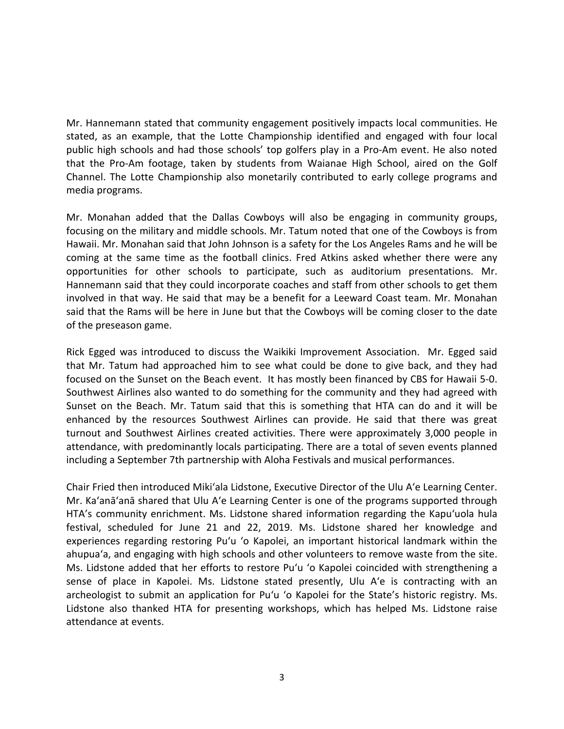Mr. Hannemann stated that community engagement positively impacts local communities. He stated, as an example, that the Lotte Championship identified and engaged with four local public high schools and had those schools' top golfers play in a Pro-Am event. He also noted that the Pro-Am footage, taken by students from Waianae High School, aired on the Golf Channel. The Lotte Championship also monetarily contributed to early college programs and media programs.

Mr. Monahan added that the Dallas Cowboys will also be engaging in community groups, focusing on the military and middle schools. Mr. Tatum noted that one of the Cowboys is from Hawaii. Mr. Monahan said that John Johnson is a safety for the Los Angeles Rams and he will be coming at the same time as the football clinics. Fred Atkins asked whether there were any opportunities for other schools to participate, such as auditorium presentations. Mr. Hannemann said that they could incorporate coaches and staff from other schools to get them involved in that way. He said that may be a benefit for a Leeward Coast team. Mr. Monahan said that the Rams will be here in June but that the Cowboys will be coming closer to the date of the preseason game.

Rick Egged was introduced to discuss the Waikiki Improvement Association. Mr. Egged said that Mr. Tatum had approached him to see what could be done to give back, and they had focused on the Sunset on the Beach event. It has mostly been financed by CBS for Hawaii 5-0. Southwest Airlines also wanted to do something for the community and they had agreed with Sunset on the Beach. Mr. Tatum said that this is something that HTA can do and it will be enhanced by the resources Southwest Airlines can provide. He said that there was great turnout and Southwest Airlines created activities. There were approximately 3,000 people in attendance, with predominantly locals participating. There are a total of seven events planned including a September 7th partnership with Aloha Festivals and musical performances.

Chair Fried then introduced Miki'ala Lidstone, Executive Director of the Ulu A'e Learning Center. Mr. Ka'anā'anā shared that Ulu A'e Learning Center is one of the programs supported through HTA's community enrichment. Ms. Lidstone shared information regarding the Kapu'uola hula festival, scheduled for June 21 and 22, 2019. Ms. Lidstone shared her knowledge and experiences regarding restoring Pu'u 'o Kapolei, an important historical landmark within the ahupua'a, and engaging with high schools and other volunteers to remove waste from the site. Ms. Lidstone added that her efforts to restore Pu'u 'o Kapolei coincided with strengthening a sense of place in Kapolei. Ms. Lidstone stated presently, Ulu A'e is contracting with an archeologist to submit an application for Pu'u 'o Kapolei for the State's historic registry. Ms. Lidstone also thanked HTA for presenting workshops, which has helped Ms. Lidstone raise attendance at events.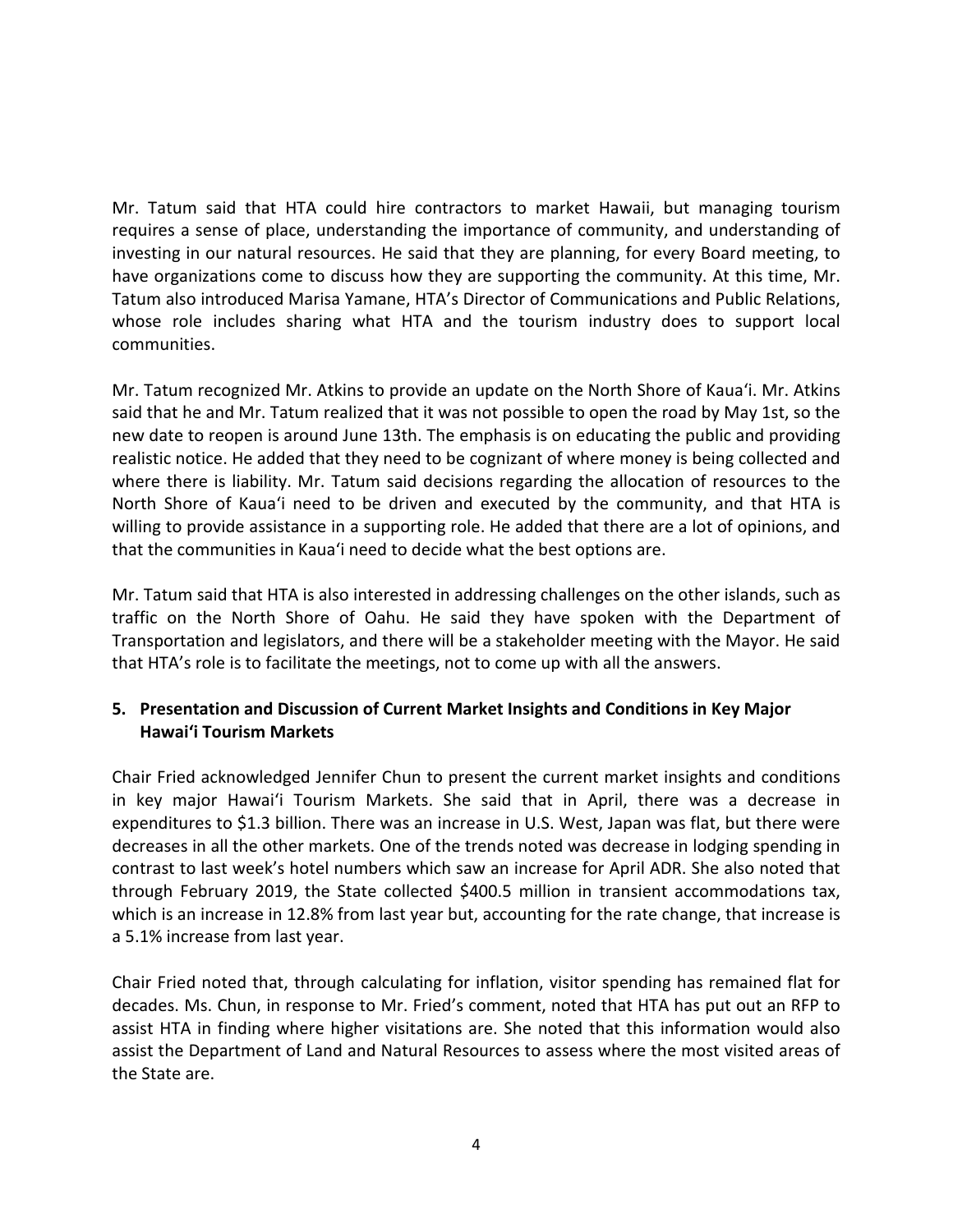Mr. Tatum said that HTA could hire contractors to market Hawaii, but managing tourism requires a sense of place, understanding the importance of community, and understanding of investing in our natural resources. He said that they are planning, for every Board meeting, to have organizations come to discuss how they are supporting the community. At this time, Mr. Tatum also introduced Marisa Yamane, HTA's Director of Communications and Public Relations, whose role includes sharing what HTA and the tourism industry does to support local communities.

Mr. Tatum recognized Mr. Atkins to provide an update on the North Shore of Kaua'i. Mr. Atkins said that he and Mr. Tatum realized that it was not possible to open the road by May 1st, so the new date to reopen is around June 13th. The emphasis is on educating the public and providing realistic notice. He added that they need to be cognizant of where money is being collected and where there is liability. Mr. Tatum said decisions regarding the allocation of resources to the North Shore of Kaua'i need to be driven and executed by the community, and that HTA is willing to provide assistance in a supporting role. He added that there are a lot of opinions, and that the communities in Kaua'i need to decide what the best options are.

Mr. Tatum said that HTA is also interested in addressing challenges on the other islands, such as traffic on the North Shore of Oahu. He said they have spoken with the Department of Transportation and legislators, and there will be a stakeholder meeting with the Mayor. He said that HTA's role is to facilitate the meetings, not to come up with all the answers.

**5. Presentation and Discussion of Current Market Insights and Conditions in Key Major Hawai'i Tourism Markets**

Chair Fried acknowledged Jennifer Chun to present the current market insights and conditions in key major Hawai'i Tourism Markets. She said that in April, there was a decrease in expenditures to $1.3 billion. There was an increase in U.S. West, Japan was flat, but there were decreases in all the other markets. One of the trends noted was decrease in lodging spending in contrast to last week's hotel numbers which saw an increase for April ADR. She also noted that through February 2019, the State collected $400.5 million in transient accommodations tax, which is an increase in 12.8% from last year but, accounting for the rate change, that increase is a 5.1% increase from last year.

Chair Fried noted that, through calculating for inflation, visitor spending has remained flat for decades. Ms. Chun, in response to Mr. Fried's comment, noted that HTA has put out an RFP to assist HTA in finding where higher visitations are. She noted that this information would also assist the Department of Land and Natural Resources to assess where the most visited areas of the State are.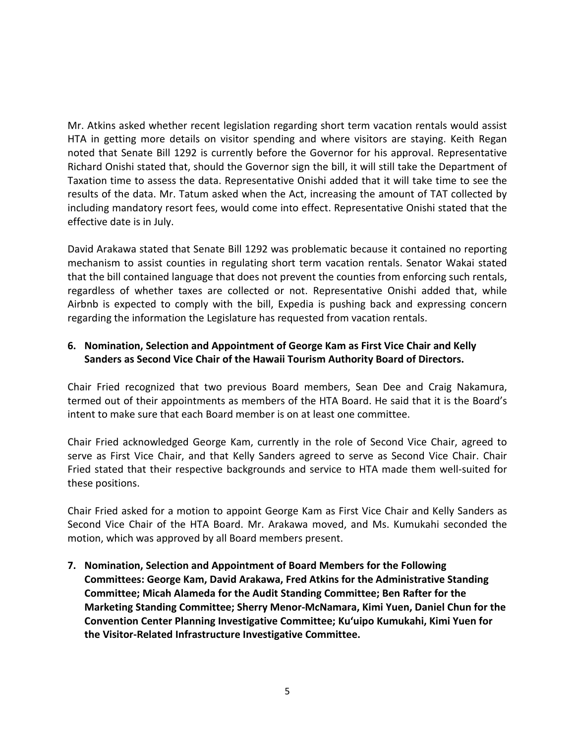Mr. Atkins asked whether recent legislation regarding short term vacation rentals would assist HTA in getting more details on visitor spending and where visitors are staying. Keith Regan noted that Senate Bill 1292 is currently before the Governor for his approval. Representative Richard Onishi stated that, should the Governor sign the bill, it will still take the Department of Taxation time to assess the data. Representative Onishi added that it will take time to see the results of the data. Mr. Tatum asked when the Act, increasing the amount of TAT collected by including mandatory resort fees, would come into effect. Representative Onishi stated that the effective date is in July.

David Arakawa stated that Senate Bill 1292 was problematic because it contained no reporting mechanism to assist counties in regulating short term vacation rentals. Senator Wakai stated that the bill contained language that does not prevent the counties from enforcing such rentals, regardless of whether taxes are collected or not. Representative Onishi added that, while Airbnb is expected to comply with the bill, Expedia is pushing back and expressing concern regarding the information the Legislature has requested from vacation rentals.

**6. Nomination, Selection and Appointment of George Kam as First Vice Chair and Kelly Sanders as Second Vice Chair of the Hawaii Tourism Authority Board of Directors.**

Chair Fried recognized that two previous Board members, Sean Dee and Craig Nakamura, termed out of their appointments as members of the HTA Board. He said that it is the Board's intent to make sure that each Board member is on at least one committee.

Chair Fried acknowledged George Kam, currently in the role of Second Vice Chair, agreed to serve as First Vice Chair, and that Kelly Sanders agreed to serve as Second Vice Chair. Chair Fried stated that their respective backgrounds and service to HTA made them well-suited for these positions.

Chair Fried asked for a motion to appoint George Kam as First Vice Chair and Kelly Sanders as Second Vice Chair of the HTA Board. Mr. Arakawa moved, and Ms. Kumukahi seconded the motion, which was approved by all Board members present.

**7. Nomination, Selection and Appointment of Board Members for the Following Committees: George Kam, David Arakawa, Fred Atkins for the Administrative Standing Committee; Micah Alameda for the Audit Standing Committee; Ben Rafter for the Marketing Standing Committee; Sherry Menor-McNamara, Kimi Yuen, Daniel Chun for the Convention Center Planning Investigative Committee; Ku'uipo Kumukahi, Kimi Yuen for the Visitor-Related Infrastructure Investigative Committee.**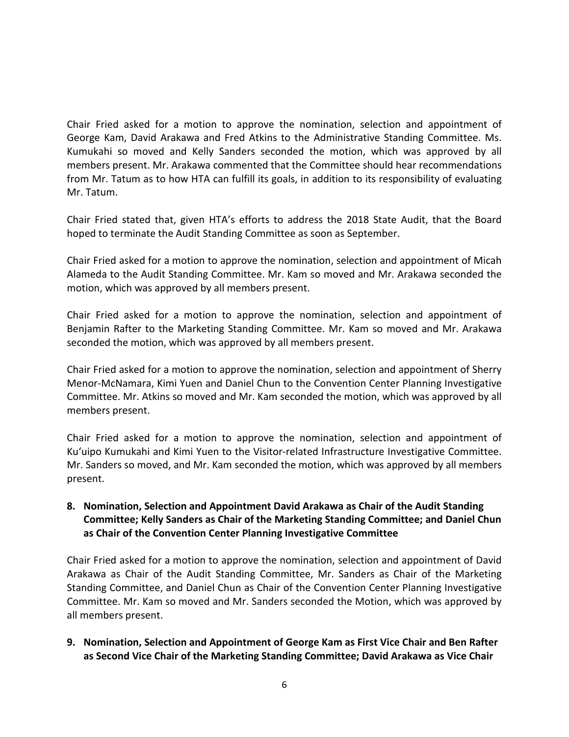Chair Fried asked for a motion to approve the nomination, selection and appointment of George Kam, David Arakawa and Fred Atkins to the Administrative Standing Committee. Ms. Kumukahi so moved and Kelly Sanders seconded the motion, which was approved by all members present. Mr. Arakawa commented that the Committee should hear recommendations from Mr. Tatum as to how HTA can fulfill its goals, in addition to its responsibility of evaluating Mr. Tatum.

Chair Fried stated that, given HTA's efforts to address the 2018 State Audit, that the Board hoped to terminate the Audit Standing Committee as soon as September.

Chair Fried asked for a motion to approve the nomination, selection and appointment of Micah Alameda to the Audit Standing Committee. Mr. Kam so moved and Mr. Arakawa seconded the motion, which was approved by all members present.

Chair Fried asked for a motion to approve the nomination, selection and appointment of Benjamin Rafter to the Marketing Standing Committee. Mr. Kam so moved and Mr. Arakawa seconded the motion, which was approved by all members present.

Chair Fried asked for a motion to approve the nomination, selection and appointment of Sherry Menor-McNamara, Kimi Yuen and Daniel Chun to the Convention Center Planning Investigative Committee. Mr. Atkins so moved and Mr. Kam seconded the motion, which was approved by all members present.

Chair Fried asked for a motion to approve the nomination, selection and appointment of Ku'uipo Kumukahi and Kimi Yuen to the Visitor-related Infrastructure Investigative Committee. Mr. Sanders so moved, and Mr. Kam seconded the motion, which was approved by all members present.

**8. Nomination, Selection and Appointment David Arakawa as Chair of the Audit Standing Committee; Kelly Sanders as Chair of the Marketing Standing Committee; and Daniel Chun as Chair of the Convention Center Planning Investigative Committee**

Chair Fried asked for a motion to approve the nomination, selection and appointment of David Arakawa as Chair of the Audit Standing Committee, Mr. Sanders as Chair of the Marketing Standing Committee, and Daniel Chun as Chair of the Convention Center Planning Investigative Committee. Mr. Kam so moved and Mr. Sanders seconded the Motion, which was approved by all members present.

**9. Nomination, Selection and Appointment of George Kam as First Vice Chair and Ben Rafter as Second Vice Chair of the Marketing Standing Committee; David Arakawa as Vice Chair**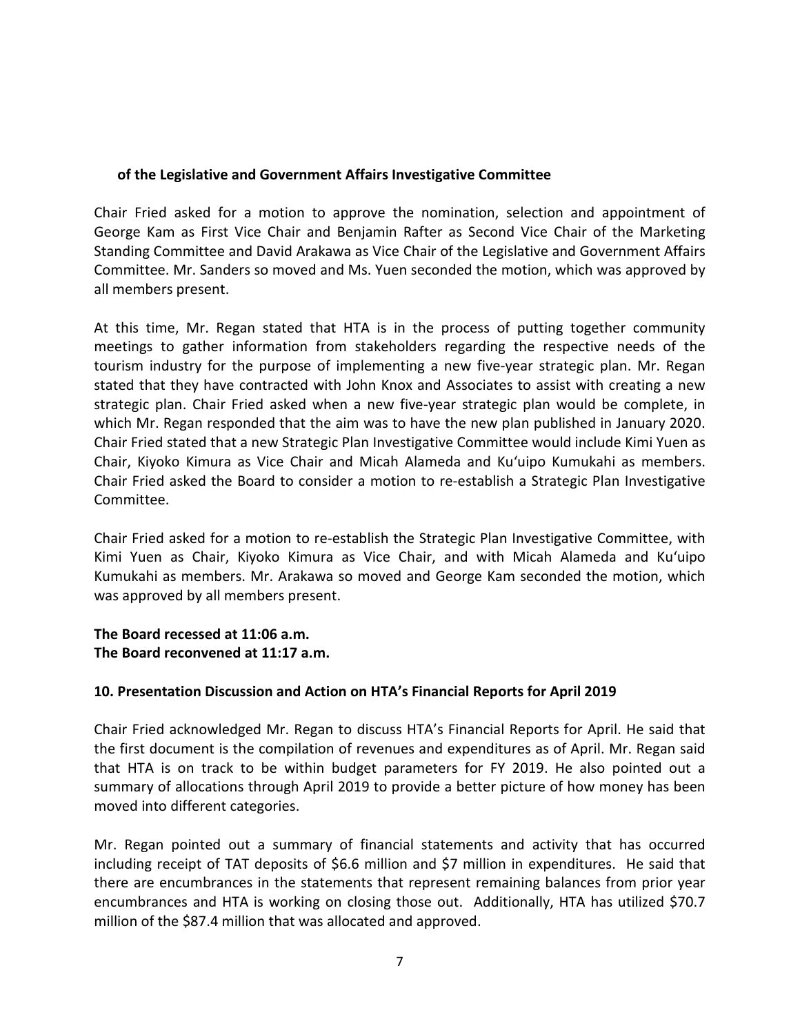**of the Legislative and Government Affairs Investigative Committee**

Chair Fried asked for a motion to approve the nomination, selection and appointment of George Kam as First Vice Chair and Benjamin Rafter as Second Vice Chair of the Marketing Standing Committee and David Arakawa as Vice Chair of the Legislative and Government Affairs Committee. Mr. Sanders so moved and Ms. Yuen seconded the motion, which was approved by all members present.

At this time, Mr. Regan stated that HTA is in the process of putting together community meetings to gather information from stakeholders regarding the respective needs of the tourism industry for the purpose of implementing a new five-year strategic plan. Mr. Regan stated that they have contracted with John Knox and Associates to assist with creating a new strategic plan. Chair Fried asked when a new five-year strategic plan would be complete, in which Mr. Regan responded that the aim was to have the new plan published in January 2020. Chair Fried stated that a new Strategic Plan Investigative Committee would include Kimi Yuen as Chair, Kiyoko Kimura as Vice Chair and Micah Alameda and Ku'uipo Kumukahi as members. Chair Fried asked the Board to consider a motion to re-establish a Strategic Plan Investigative Committee.

Chair Fried asked for a motion to re-establish the Strategic Plan Investigative Committee, with Kimi Yuen as Chair, Kiyoko Kimura as Vice Chair, and with Micah Alameda and Ku'uipo Kumukahi as members. Mr. Arakawa so moved and George Kam seconded the motion, which was approved by all members present.

**The Board recessed at 11:06 a.m.**
**The Board reconvened at 11:17 a.m.**

**10. Presentation Discussion and Action on HTA's Financial Reports for April 2019**

Chair Fried acknowledged Mr. Regan to discuss HTA's Financial Reports for April. He said that the first document is the compilation of revenues and expenditures as of April. Mr. Regan said that HTA is on track to be within budget parameters for FY 2019. He also pointed out a summary of allocations through April 2019 to provide a better picture of how money has been moved into different categories.

Mr. Regan pointed out a summary of financial statements and activity that has occurred including receipt of TAT deposits of $6.6 million and $7 million in expenditures. He said that there are encumbrances in the statements that represent remaining balances from prior year encumbrances and HTA is working on closing those out. Additionally, HTA has utilized $70.7 million of the $87.4 million that was allocated and approved.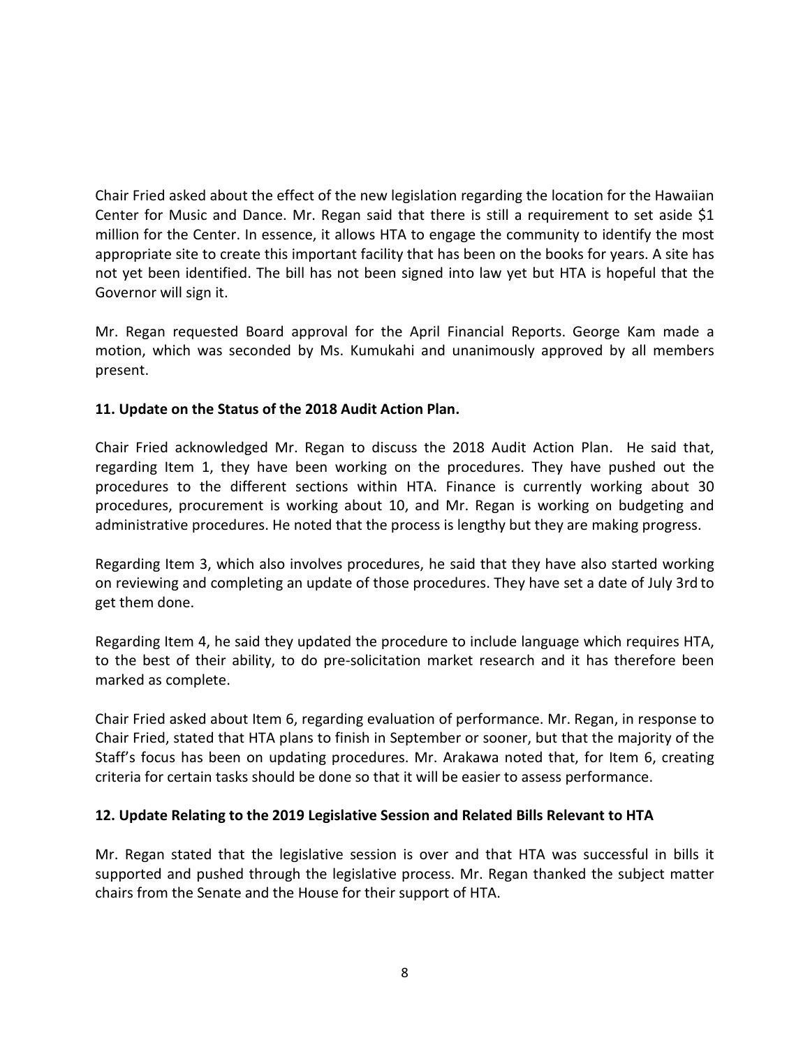Chair Fried asked about the effect of the new legislation regarding the location for the Hawaiian Center for Music and Dance. Mr. Regan said that there is still a requirement to set aside $1 million for the Center. In essence, it allows HTA to engage the community to identify the most appropriate site to create this important facility that has been on the books for years. A site has not yet been identified. The bill has not been signed into law yet but HTA is hopeful that the Governor will sign it.

Mr. Regan requested Board approval for the April Financial Reports. George Kam made a motion, which was seconded by Ms. Kumukahi and unanimously approved by all members present.

**11. Update on the Status of the 2018 Audit Action Plan.**

Chair Fried acknowledged Mr. Regan to discuss the 2018 Audit Action Plan. He said that, regarding Item 1, they have been working on the procedures. They have pushed out the procedures to the different sections within HTA. Finance is currently working about 30 procedures, procurement is working about 10, and Mr. Regan is working on budgeting and administrative procedures. He noted that the process is lengthy but they are making progress.

Regarding Item 3, which also involves procedures, he said that they have also started working on reviewing and completing an update of those procedures. They have set a date of July 3rd to get them done.

Regarding Item 4, he said they updated the procedure to include language which requires HTA, to the best of their ability, to do pre-solicitation market research and it has therefore been marked as complete.

Chair Fried asked about Item 6, regarding evaluation of performance. Mr. Regan, in response to Chair Fried, stated that HTA plans to finish in September or sooner, but that the majority of the Staff's focus has been on updating procedures. Mr. Arakawa noted that, for Item 6, creating criteria for certain tasks should be done so that it will be easier to assess performance.

**12. Update Relating to the 2019 Legislative Session and Related Bills Relevant to HTA**

Mr. Regan stated that the legislative session is over and that HTA was successful in bills it supported and pushed through the legislative process. Mr. Regan thanked the subject matter chairs from the Senate and the House for their support of HTA.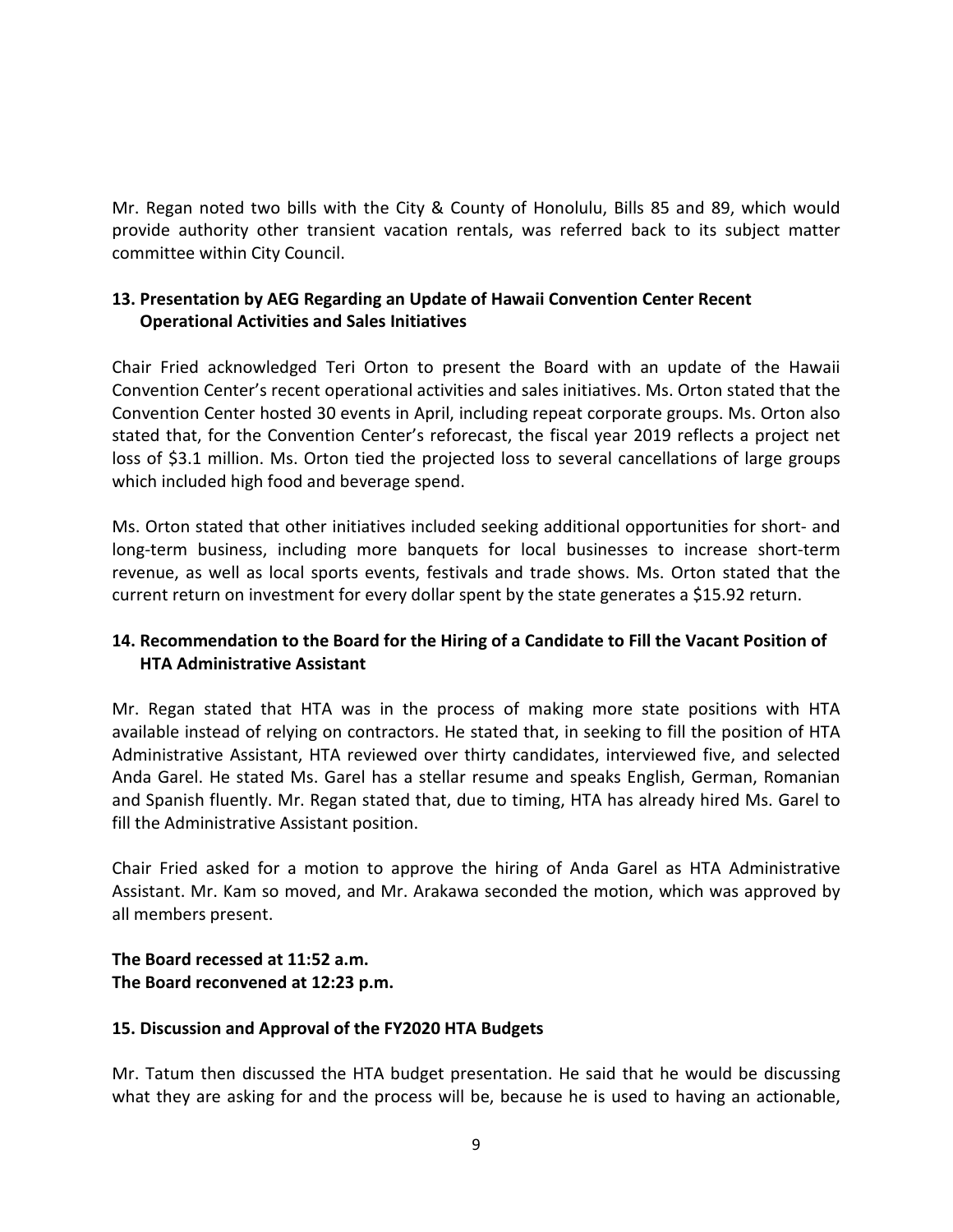Mr. Regan noted two bills with the City & County of Honolulu, Bills 85 and 89, which would provide authority other transient vacation rentals, was referred back to its subject matter committee within City Council.

**13. Presentation by AEG Regarding an Update of Hawaii Convention Center Recent Operational Activities and Sales Initiatives**

Chair Fried acknowledged Teri Orton to present the Board with an update of the Hawaii Convention Center's recent operational activities and sales initiatives. Ms. Orton stated that the Convention Center hosted 30 events in April, including repeat corporate groups. Ms. Orton also stated that, for the Convention Center's reforecast, the fiscal year 2019 reflects a project net loss of $3.1 million. Ms. Orton tied the projected loss to several cancellations of large groups which included high food and beverage spend.

Ms. Orton stated that other initiatives included seeking additional opportunities for short- and long-term business, including more banquets for local businesses to increase short-term revenue, as well as local sports events, festivals and trade shows. Ms. Orton stated that the current return on investment for every dollar spent by the state generates a $15.92 return.

**14. Recommendation to the Board for the Hiring of a Candidate to Fill the Vacant Position of HTA Administrative Assistant**

Mr. Regan stated that HTA was in the process of making more state positions with HTA available instead of relying on contractors. He stated that, in seeking to fill the position of HTA Administrative Assistant, HTA reviewed over thirty candidates, interviewed five, and selected Anda Garel. He stated Ms. Garel has a stellar resume and speaks English, German, Romanian and Spanish fluently. Mr. Regan stated that, due to timing, HTA has already hired Ms. Garel to fill the Administrative Assistant position.

Chair Fried asked for a motion to approve the hiring of Anda Garel as HTA Administrative Assistant. Mr. Kam so moved, and Mr. Arakawa seconded the motion, which was approved by all members present.

**The Board recessed at 11:52 a.m.**
**The Board reconvened at 12:23 p.m.**

**15. Discussion and Approval of the FY2020 HTA Budgets**

Mr. Tatum then discussed the HTA budget presentation. He said that he would be discussing what they are asking for and the process will be, because he is used to having an actionable,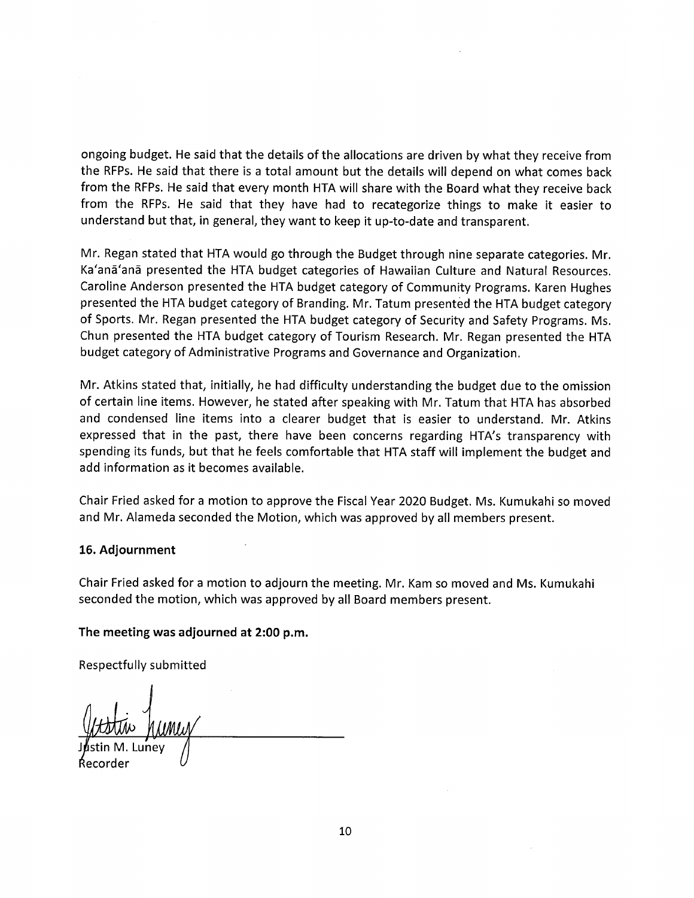ongoing budget. He said that the details of the allocations are driven by what they receive from the RFPs. He said that there is a total amount but the details will depend on what comes back from the RFPs. He said that every month HTA will share with the Board what they receive back from the RFPs. He said that they have had to recategorize things to make it easier to understand but that, in general, they want to keep it up-to-date and transparent.

Mr. Regan stated that HTA would go through the Budget through nine separate categories. Mr. Ka'anā'anā presented the HTA budget categories of Hawaiian Culture and Natural Resources. Caroline Anderson presented the HTA budget category of Community Programs. Karen Hughes presented the HTA budget category of Branding. Mr. Tatum presented the HTA budget category of Sports. Mr. Regan presented the HTA budget category of Security and Safety Programs. Ms. Chun presented the HTA budget category of Tourism Research. Mr. Regan presented the HTA budget category of Administrative Programs and Governance and Organization.

Mr. Atkins stated that, initially, he had difficulty understanding the budget due to the omission of certain line items. However, he stated after speaking with Mr. Tatum that HTA has absorbed and condensed line items into a clearer budget that is easier to understand. Mr. Atkins expressed that in the past, there have been concerns regarding HTA's transparency with spending its funds, but that he feels comfortable that HTA staff will implement the budget and add information as it becomes available.

Chair Fried asked for a motion to approve the Fiscal Year 2020 Budget. Ms. Kumukahi so moved and Mr. Alameda seconded the Motion, which was approved by all members present.

**16. Adjournment**

Chair Fried asked for a motion to adjourn the meeting. Mr. Kam so moved and Ms. Kumukahi seconded the motion, which was approved by all Board members present.

**The meeting was adjourned at 2:00 p.m.**

Respectfully submitted

Justin M. Luney
Recorder